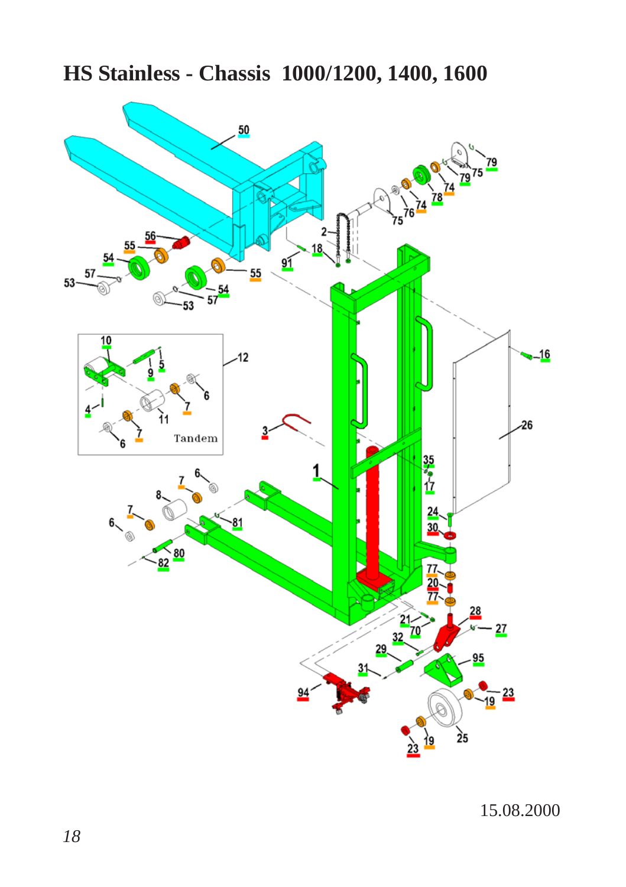# HS Stainless - Chassis  1000/1200, 1400, 1600

15.08.2000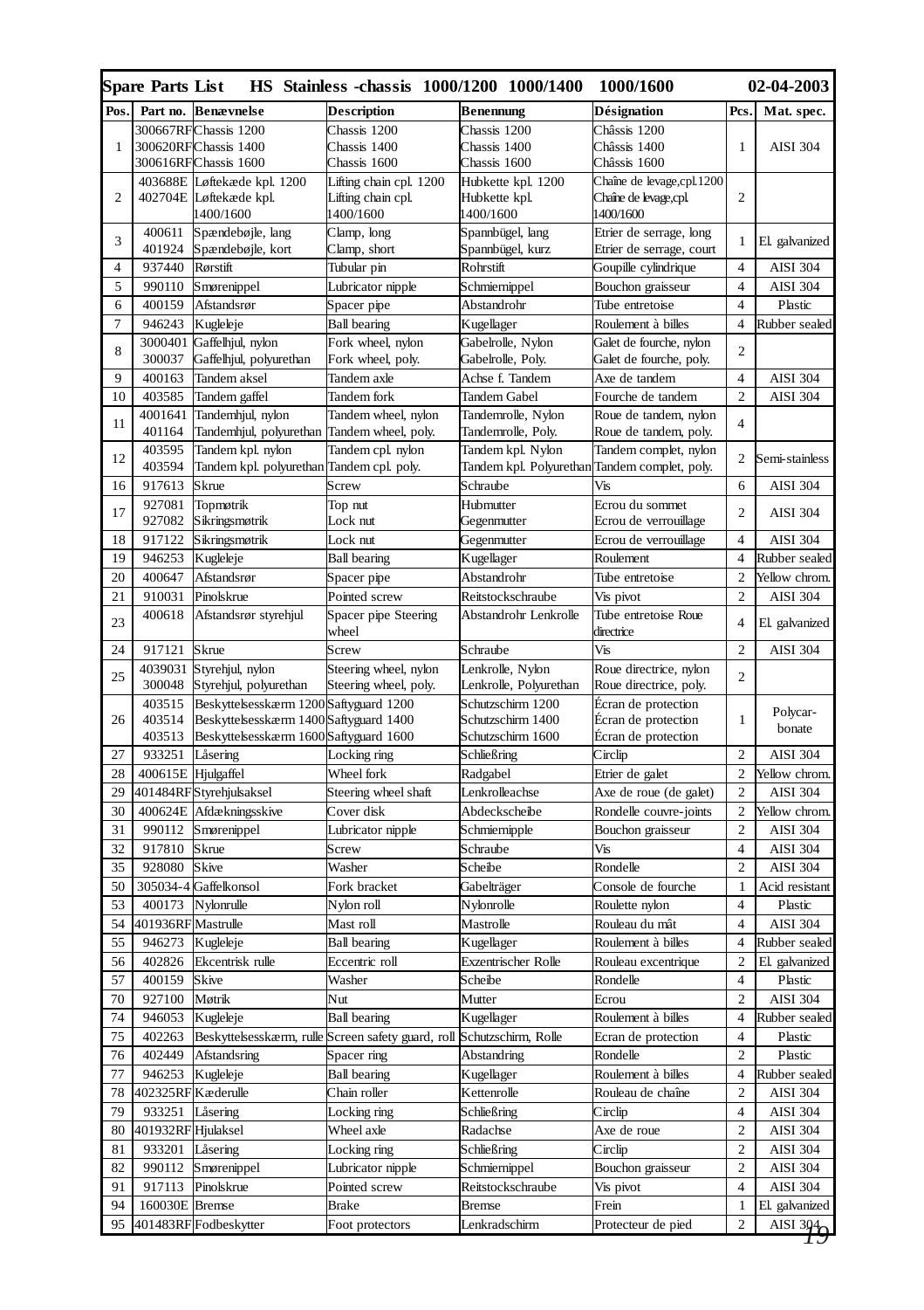| Spare Parts List | HS Stainless -chassis 1000/1200 1000/1400 1000/1600 | | | | | | 02-04-2003 |
|---|---|---|---|---|---|---|---|
| **Pos.** | **Part no.** | **Benævnelse** | **Description** | **Benennung** | **Désignation** | **Pcs.** | **Mat. spec.** |
| 1 | 300667RF<br>300620RF<br>300616RF | Chassis 1200<br>Chassis 1400<br>Chassis 1600 | Chassis 1200<br>Chassis 1400<br>Chassis 1600 | Chassis 1200<br>Chassis 1400<br>Chassis 1600 | Châssis 1200<br>Châssis 1400<br>Châssis 1600 | 1 | AISI 304 |
| 2 | 403688E<br>402704E | Løftekæde kpl. 1200<br>Løftekæde kpl. 1400/1600 | Lifting chain cpl. 1200<br>Lifting chain cpl. 1400/1600 | Hubkette kpl. 1200<br>Hubkette kpl. 1400/1600 | Chaîne de levage,cpl.1200<br>Chaîne de levage,cpl. 1400/1600 | 2 | |
| 3 | 400611<br>401924 | Spændebøjle, lang<br>Spændebøjle, kort | Clamp, long<br>Clamp, short | Spannbügel, lang<br>Spannbügel, kurz | Etrier de serrage, long<br>Etrier de serrage, court | 1 | El. galvanized |
| 4 | 937440 | Rørstift | Tubular pin | Rohrstift | Goupille cylindrique | 4 | AISI 304 |
| 5 | 990110 | Smørenippel | Lubricator nipple | Schmiernippel | Bouchon graisseur | 4 | AISI 304 |
| 6 | 400159 | Afstandsrør | Spacer pipe | Abstandrohr | Tube entretoise | 4 | Plastic |
| 7 | 946243 | Kugleleje | Ball bearing | Kugellager | Roulement à billes | 4 | Rubber sealed |
| 8 | 3000401<br>300037 | Gaffelhjul, nylon<br>Gaffelhjul, polyurethan | Fork wheel, nylon<br>Fork wheel, poly. | Gabelrolle, Nylon<br>Gabelrolle, Poly. | Galet de fourche, nylon<br>Galet de fourche, poly. | 2 | |
| 9 | 400163 | Tandem aksel | Tandem axle | Achse f. Tandem | Axe de tandem | 4 | AISI 304 |
| 10 | 403585 | Tandem gaffel | Tandem fork | Tandem Gabel | Fourche de tandem | 2 | AISI 304 |
| 11 | 4001641<br>401164 | Tandemhjul, nylon<br>Tandemhjul, polyurethan | Tandem wheel, nylon<br>Tandem wheel, poly. | Tandemrolle, Nylon<br>Tandemrolle, Poly. | Roue de tandem, nylon<br>Roue de tandem, poly. | 4 | |
| 12 | 403595<br>403594 | Tandem kpl. nylon<br>Tandem kpl. polyurethan | Tandem cpl. nylon<br>Tandem cpl. poly. | Tandem kpl. Nylon<br>Tandem kpl. Polyurethan | Tandem complet, nylon<br>Tandem complet, poly. | 2 | Semi-stainless |
| 16 | 917613 | Skrue | Screw | Schraube | Vis | 6 | AISI 304 |
| 17 | 927081<br>927082 | Topmøtrik<br>Sikringsmøtrik | Top nut<br>Lock nut | Hubmutter<br>Gegenmutter | Ecrou du sommet<br>Ecrou de verrouillage | 2 | AISI 304 |
| 18 | 917122 | Sikringsmøtrik | Lock nut | Gegenmutter | Ecrou de verrouillage | 4 | AISI 304 |
| 19 | 946253 | Kugleleje | Ball bearing | Kugellager | Roulement | 4 | Rubber sealed |
| 20 | 400647 | Afstandsrør | Spacer pipe | Abstandrohr | Tube entretoise | 2 | Yellow chrom. |
| 21 | 910031 | Pinolskrue | Pointed screw | Reitstockschraube | Vis pivot | 2 | AISI 304 |
| 23 | 400618 | Afstandsrør styrehjul | Spacer pipe Steering wheel | Abstandrohr Lenkrolle | Tube entretoise Roue directrice | 4 | El. galvanized |
| 24 | 917121 | Skrue | Screw | Schraube | Vis | 2 | AISI 304 |
| 25 | 4039031<br>300048 | Styrehjul, nylon<br>Styrehjul, polyurethan | Steering wheel, nylon<br>Steering wheel, poly. | Lenkrolle, Nylon<br>Lenkrolle, Polyurethan | Roue directrice, nylon<br>Roue directrice, poly. | 2 | |
| 26 | 403515<br>403514<br>403513 | Beskyttelsesskærm 1200<br>Beskyttelsesskærm 1400<br>Beskyttelsesskærm 1600 | Saftyguard 1200<br>Saftyguard 1400<br>Saftyguard 1600 | Schutzschirm 1200<br>Schutzschirm 1400<br>Schutzschirm 1600 | Écran de protection<br>Écran de protection<br>Écran de protection | 1 | Polycar-bonate |
| 27 | 933251 | Låsering | Locking ring | Schließring | Circlip | 2 | AISI 304 |
| 28 | 400615E | Hjulgaffel | Wheel fork | Radgabel | Etrier de galet | 2 | Yellow chrom. |
| 29 | 401484RF | Styrehjulsaksel | Steering wheel shaft | Lenkrolleachse | Axe de roue (de galet) | 2 | AISI 304 |
| 30 | 400624E | Afdækningsskive | Cover disk | Abdeckscheibe | Rondelle couvre-joints | 2 | Yellow chrom. |
| 31 | 990112 | Smørenippel | Lubricator nipple | Schmiernipple | Bouchon graisseur | 2 | AISI 304 |
| 32 | 917810 | Skrue | Screw | Schraube | Vis | 4 | AISI 304 |
| 35 | 928080 | Skive | Washer | Scheibe | Rondelle | 2 | AISI 304 |
| 50 | 305034-4 | Gaffelkonsol | Fork bracket | Gabelträger | Console de fourche | 1 | Acid resistant |
| 53 | 400173 | Nylonrulle | Nylon roll | Nylonrolle | Roulette nylon | 4 | Plastic |
| 54 | 401936RF | Mastrulle | Mast roll | Mastrolle | Rouleau du mât | 4 | AISI 304 |
| 55 | 946273 | Kugleleje | Ball bearing | Kugellager | Roulement à billes | 4 | Rubber sealed |
| 56 | 402826 | Ekcentrisk rulle | Eccentric roll | Exzentrischer Rolle | Rouleau excentrique | 2 | El. galvanized |
| 57 | 400159 | Skive | Washer | Scheibe | Rondelle | 4 | Plastic |
| 70 | 927100 | Møtrik | Nut | Mutter | Ecrou | 2 | AISI 304 |
| 74 | 946053 | Kugleleje | Ball bearing | Kugellager | Roulement à billes | 4 | Rubber sealed |
| 75 | 402263 | Beskyttelsesskærm, rulle | Screen safety guard, roll | Schutzschirm, Rolle | Ecran de protection | 4 | Plastic |
| 76 | 402449 | Afstandsring | Spacer ring | Abstandring | Rondelle | 2 | Plastic |
| 77 | 946253 | Kugleleje | Ball bearing | Kugellager | Roulement à billes | 4 | Rubber sealed |
| 78 | 402325RF | Kæderulle | Chain roller | Kettenrolle | Rouleau de chaîne | 2 | AISI 304 |
| 79 | 933251 | Låsering | Locking ring | Schließring | Circlip | 4 | AISI 304 |
| 80 | 401932RF | Hjulaksel | Wheel axle | Radachse | Axe de roue | 2 | AISI 304 |
| 81 | 933201 | Låsering | Locking ring | Schließring | Circlip | 2 | AISI 304 |
| 82 | 990112 | Smørenippel | Lubricator nipple | Schmiernipple | Bouchon graisseur | 2 | AISI 304 |
| 91 | 917113 | Pinolskrue | Pointed screw | Reitstockschraube | Vis pivot | 4 | AISI 304 |
| 94 | 160030E | Bremse | Brake | Bremse | Frein | 1 | El. galvanized |
| 95 | 401483RF | Fodbeskytter | Foot protectors | Lenkradschirm | Protecteur de pied | 2 | AISI 304 |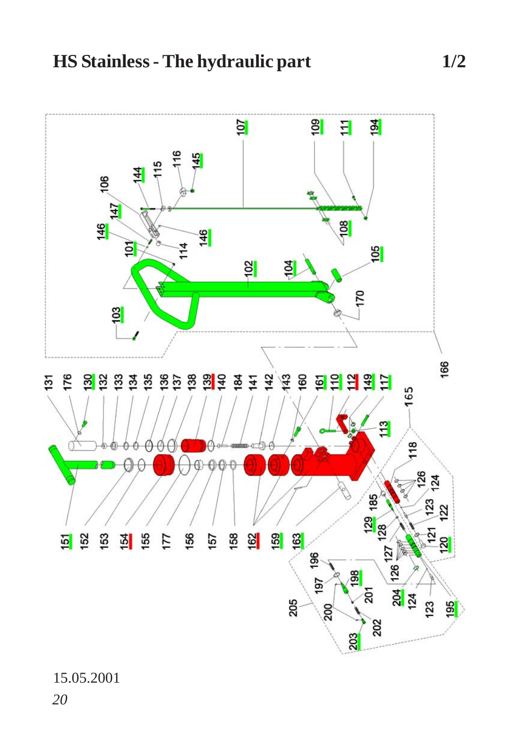# HS Stainless - The hydraulic part

1/2

107 109 111 194 106 144 115 116 145 147 146 146 101 114 108 102 104 105 103 170 166

131 176 130 132 133 134 135 136 137 138 139 140 184 141 142 143 160 161 110 112 149 117 165 113 118 126 124 185 123 122 129 128 121 120 127 126

151 152 153 154 155 177 156 157 158 162 159 163 196 197 198 201 205 200 202 203 204 124 123 195

15.05.2001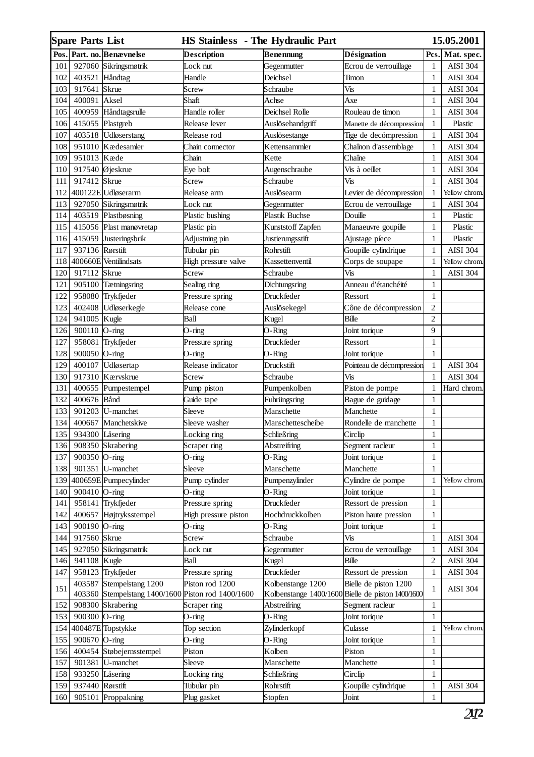| Spare Parts List | | | HS Stainless - The Hydraulic Part | | | | 15.05.2001 |
|---|---|---|---|---|---|---|---|
| **Pos.** | **Part. no.** | **Benævnelse** | **Description** | **Benennung** | **Désignation** | **Pcs.** | **Mat. spec.** |
| 101 | 927060 | Sikringsmøtrik | Lock nut | Gegenmutter | Ecrou de verrouillage | 1 | AISI 304 |
| 102 | 403521 | Håndtag | Handle | Deichsel | Timon | 1 | AISI 304 |
| 103 | 917641 | Skrue | Screw | Schraube | Vis | 1 | AISI 304 |
| 104 | 400091 | Aksel | Shaft | Achse | Axe | 1 | AISI 304 |
| 105 | 400959 | Håndtagsrulle | Handle roller | Deichsel Rolle | Rouleau de timon | 1 | AISI 304 |
| 106 | 415055 | Plastgreb | Release lever | Auslösehandgriff | Manette de décompression | 1 | Plastic |
| 107 | 403518 | Udløserstang | Release rod | Auslösestange | Tige de decómpression | 1 | AISI 304 |
| 108 | 951010 | Kædesamler | Chain connector | Kettensammler | Chaînon d'assemblage | 1 | AISI 304 |
| 109 | 951013 | Kæde | Chain | Kette | Chaîne | 1 | AISI 304 |
| 110 | 917540 | Øjeskrue | Eye bolt | Augenschraube | Vis à oeillet | 1 | AISI 304 |
| 111 | 917412 | Skrue | Screw | Schraube | Vis | 1 | AISI 304 |
| 112 | 400122E | Udløserarm | Release arm | Auslösearm | Levier de décompression | 1 | Yellow chrom. |
| 113 | 927050 | Sikringsmøtrik | Lock nut | Gegenmutter | Ecrou de verrouillage | 1 | AISI 304 |
| 114 | 403519 | Plastbøsning | Plastic bushing | Plastik Buchse | Douille | 1 | Plastic |
| 115 | 415056 | Plast manøvretap | Plastic pin | Kunststoff Zapfen | Manaeuvre goupille | 1 | Plastic |
| 116 | 415059 | Justeringsbrik | Adjustning pin | Justierungsstift | Ajustage píece | 1 | Plastic |
| 117 | 937136 | Rørstift | Tubular pin | Rohrstift | Goupille cylindrique | 1 | AISI 304 |
| 118 | 400660E | Ventilindsats | High pressure valve | Kassettenventil | Corps de soupape | 1 | Yellow chrom. |
| 120 | 917112 | Skrue | Screw | Schraube | Vis | 1 | AISI 304 |
| 121 | 905100 | Tætningsring | Sealing ring | Dichtungsring | Anneau d'étanchéité | 1 | |
| 122 | 958080 | Trykfjeder | Pressure spring | Druckfeder | Ressort | 1 | |
| 123 | 402408 | Udløserkegle | Release cone | Auslösekegel | Cône de décompression | 2 | |
| 124 | 941005 | Kugle | Ball | Kugel | Bille | 2 | |
| 126 | 900110 | O-ring | O-ring | O-Ring | Joint torique | 9 | |
| 127 | 958081 | Trykfjeder | Pressure spring | Druckfeder | Ressort | 1 | |
| 128 | 900050 | O-ring | O-ring | O-Ring | Joint torique | 1 | |
| 129 | 400107 | Udløsertap | Release indicator | Druckstift | Pointeau de décompression | 1 | AISI 304 |
| 130 | 917310 | Kærvskrue | Screw | Schraube | Vis | 1 | AISI 304 |
| 131 | 400655 | Pumpestempel | Pump piston | Pumpenkolben | Piston de pompe | 1 | Hard chrom. |
| 132 | 400676 | Bånd | Guide tape | Fuhrüngsring | Bague de guidage | 1 | |
| 133 | 901203 | U-manchet | Sleeve | Manschette | Manchette | 1 | |
| 134 | 400667 | Manchetskive | Sleeve washer | Manschettescheibe | Rondelle de manchette | 1 | |
| 135 | 934300 | Låsering | Locking ring | Schließring | Circlip | 1 | |
| 136 | 908350 | Skrabering | Scraper ring | Abstreifring | Segment racleur | 1 | |
| 137 | 900350 | O-ring | O-ring | O-Ring | Joint torique | 1 | |
| 138 | 901351 | U-manchet | Sleeve | Manschette | Manchette | 1 | |
| 139 | 400659E | Pumpecylinder | Pump cylinder | Pumpenzylinder | Cylindre de pompe | 1 | Yellow chrom. |
| 140 | 900410 | O-ring | O-ring | O-Ring | Joint torique | 1 | |
| 141 | 958141 | Trykfjeder | Pressure spring | Druckfeder | Ressort de pression | 1 | |
| 142 | 400657 | Højtryksstempel | High pressure piston | Hochdruckkolben | Piston haute pression | 1 | |
| 143 | 900190 | O-ring | O-ring | O-Ring | Joint torique | 1 | |
| 144 | 917560 | Skrue | Screw | Schraube | Vis | 1 | AISI 304 |
| 145 | 927050 | Sikringsmøtrik | Lock nut | Gegenmutter | Ecrou de verrouillage | 1 | AISI 304 |
| 146 | 941108 | Kugle | Ball | Kugel | Bille | 2 | AISI 304 |
| 147 | 958123 | Trykfjeder | Pressure spring | Druckfeder | Ressort de pression | 1 | AISI 304 |
| 151 | 403587<br>403360 | Stempelstang 1200<br>Stempelstang 1400/1600 | Piston rod 1200<br>Piston rod 1400/1600 | Kolbenstange 1200<br>Kolbenstange 1400/1600 | Bielle de piston 1200<br>Bielle de piston 1400/1600 | 1 | AISI 304 |
| 152 | 908300 | Skrabering | Scraper ring | Abstreifring | Segment racleur | 1 | |
| 153 | 900300 | O-ring | O-ring | O-Ring | Joint torique | 1 | |
| 154 | 400487E | Topstykke | Top section | Zylinderkopf | Culasse | 1 | Yellow chrom. |
| 155 | 900670 | O-ring | O-ring | O-Ring | Joint torique | 1 | |
| 156 | 400454 | Støbejernsstempel | Piston | Kolben | Piston | 1 | |
| 157 | 901381 | U-manchet | Sleeve | Manschette | Manchette | 1 | |
| 158 | 933250 | Låsering | Locking ring | Schließring | Circlip | 1 | |
| 159 | 937440 | Rørstift | Tubular pin | Rohrstift | Goupille cylindrique | 1 | AISI 304 |
| 160 | 905101 | Proppakning | Plug gasket | Stopfen | Joint | 1 | |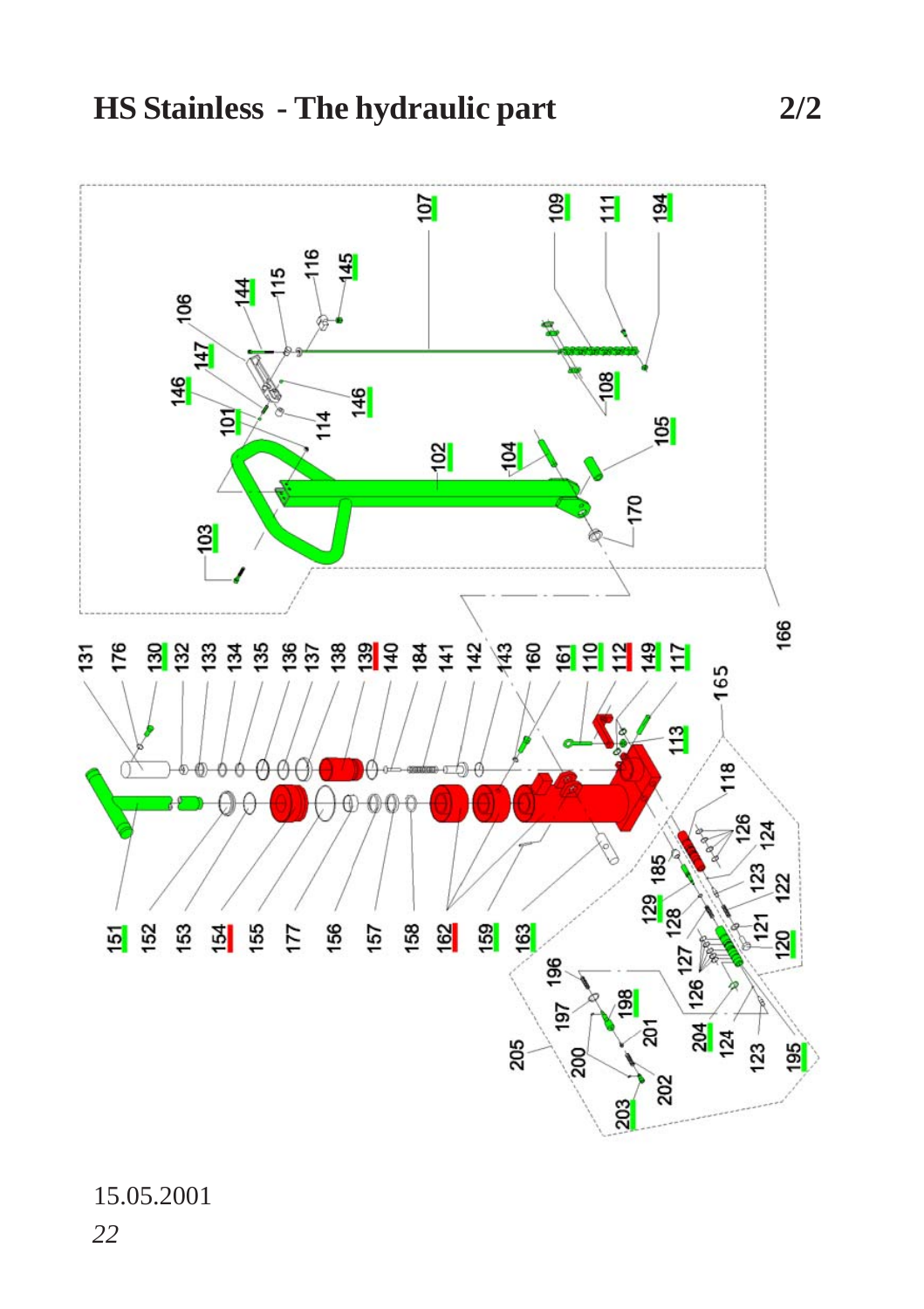# HS Stainless - The hydraulic part

2/2

107 109 111 194 116 145 115 144 106 147 146 146 101 114 108 102 104 105 103 170 166

131 176 130 132 133 134 135 136 137 138 139 140 184 141 142 143 160 161 110 112 149 117 165 113 118 126 124 185 123 122 129 128 121 120 127 126 124 123 204 195 196 197 198 201 200 202 203 205

151 152 153 154 155 177 156 157 158 162 159 163

15.05.2001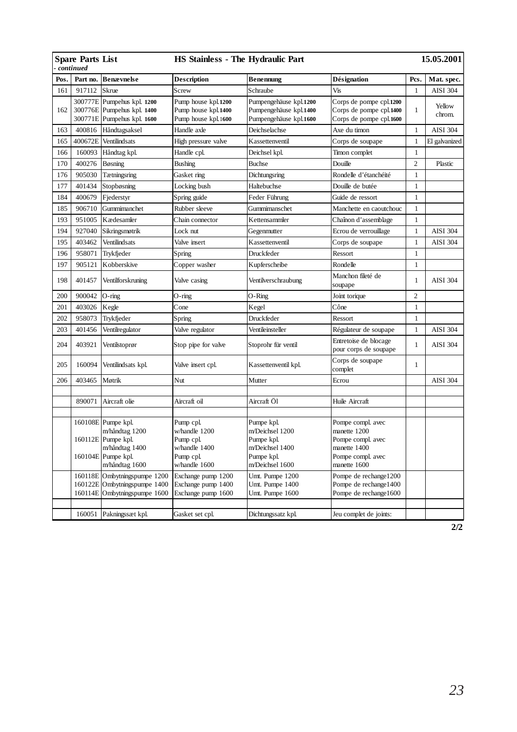**Spare Parts List** — *continued* **HS Stainless - The Hydraulic Part** **15.05.2001**

| Pos. | Part no. | Benævnelse | Description | Benennung | Désignation | Pcs. | Mat. spec. |
|---|---|---|---|---|---|---|---|
| 161 | 917112 | Skrue | Screw | Schraube | Vis | 1 | AISI 304 |
| 162 | 300777E<br>300776E<br>300771E | Pumpehus kpl. **1200**<br>Pumpehus kpl. **1400**<br>Pumpehus kpl. **1600** | Pump house kpl.**1200**<br>Pump house kpl.**1400**<br>Pump house kpl.1**600** | Pumpengehäuse kpl.**1200**<br>Pumpengehäuse kpl.**1400**<br>Pumpengehäuse kpl.**1600** | Corps de pompe cpl.**1200**<br>Corps de pompe cpl.**1400**<br>Corps de pompe cpl.**1600** | 1 | Yellow chrom. |
| 163 | 400816 | Håndtagsaksel | Handle axle | Deichselachse | Axe du timon | 1 | AISI 304 |
| 165 | 400672E | Ventilindsats | High pressure valve | Kassettenventil | Corps de soupape | 1 | El galvanized |
| 166 | 160093 | Håndtag kpl. | Handle cpl. | Deichsel kpl. | Timon complet | 1 | |
| 170 | 400276 | Bøsning | Bushing | Buchse | Douille | 2 | Plastic |
| 176 | 905030 | Tætningsring | Gasket ring | Dichtungsring | Rondelle d'étanchéité | 1 | |
| 177 | 401434 | Stopbøsning | Locking bush | Haltebuchse | Douille de butée | 1 | |
| 184 | 400679 | Fjederstyr | Spring guide | Feder Führung | Guide de ressort | 1 | |
| 185 | 906710 | Gummimanchet | Rubber sleeve | Gummimanschet | Manchette en caoutchouc | 1 | |
| 193 | 951005 | Kædesamler | Chain connector | Kettensammler | Chaînon d'assemblage | 1 | |
| 194 | 927040 | Sikringsmøtrik | Lock nut | Gegenmutter | Ecrou de verrouillage | 1 | AISI 304 |
| 195 | 403462 | Ventilindsats | Valve insert | Kassettenventil | Corps de soupape | 1 | AISI 304 |
| 196 | 958071 | Trykfjeder | Spring | Druckfeder | Ressort | 1 | |
| 197 | 905121 | Kobberskive | Copper washer | Kupferscheibe | Rondelle | 1 | |
| 198 | 401457 | Ventilforskruning | Valve casing | Ventilverschraubung | Manchon fileté de soupape | 1 | AISI 304 |
| 200 | 900042 | O-ring | O-ring | O-Ring | Joint torique | 2 | |
| 201 | 403026 | Kegle | Cone | Kegel | Cône | 1 | |
| 202 | 958073 | Trykfjeder | Spring | Druckfeder | Ressort | 1 | |
| 203 | 401456 | Ventilregulator | Valve regulator | Ventileinsteller | Régulateur de soupape | 1 | AISI 304 |
| 204 | 403921 | Ventilstoprør | Stop pipe for valve | Stoprohr für ventil | Entretoise de blocage pour corps de soupape | 1 | AISI 304 |
| 205 | 160094 | Ventilindsats kpl. | Valve insert cpl. | Kassettenventil kpl. | Corps de soupape complet | 1 | |
| 206 | 403465 | Møtrik | Nut | Mutter | Ecrou | | AISI 304 |
| | | | | | | | |
| | 890071 | Aircraft olie | Aircraft oil | Aircraft Öl | Huile Aircraft | | |
| | | | | | | | |
| | 160108E<br><br>160112E<br><br>160104E | Pumpe kpl. m/håndtag 1200<br>Pumpe kpl. m/håndtag 1400<br>Pumpe kpl. m/håndtag 1600 | Pump cpl. w/handle 1200<br>Pump cpl. w/handle 1400<br>Pump cpl. w/handle 1600 | Pumpe kpl. m/Deichsel 1200<br>Pumpe kpl. m/Deichsel 1400<br>Pumpe kpl. m/Deichsel 1600 | Pompe compl. avec manette 1200<br>Pompe compl. avec manette 1400<br>Pompe compl. avec manette 1600 | | |
| | 160118E<br>160122E<br>160114E | Ombytningspumpe 1200<br>Ombytningspumpe 1400<br>Ombytningspumpe 1600 | Exchange pump 1200<br>Exchange pump 1400<br>Exchange pump 1600 | Umt. Pumpe 1200<br>Umt. Pumpe 1400<br>Umt. Pumpe 1600 | Pompe de rechange1200<br>Pompe de rechange1400<br>Pompe de rechange1600 | | |
| | | | | | | | |
| | 160051 | Pakningssæt kpl. | Gasket set cpl. | Dichtungssatz kpl. | Jeu complet de joints: | | |

**2/2**